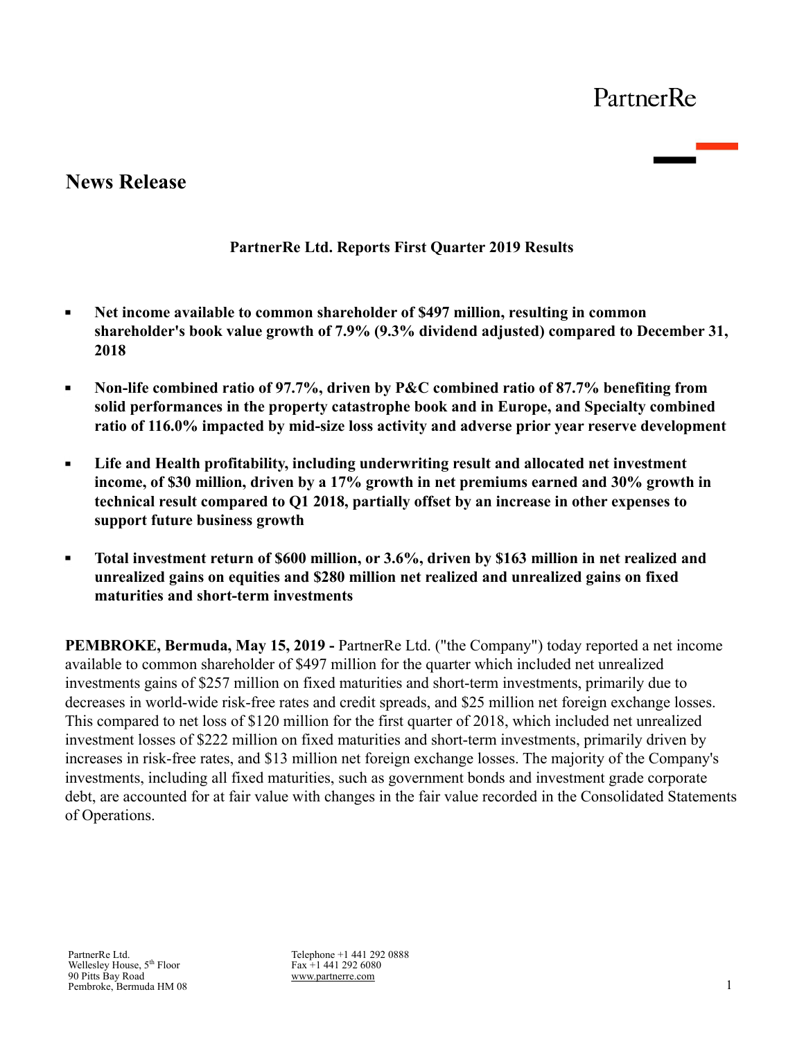PartnerRe

## News Release

**PartnerRe Ltd. Reports First Quarter 2019 Results**

- **Net income available to common shareholder of $497 million, resulting in common shareholder's book value growth of 7.9% (9.3% dividend adjusted) compared to December 31, 2018**
- **Non-life combined ratio of 97.7%, driven by P&C combined ratio of 87.7% benefiting from solid performances in the property catastrophe book and in Europe, and Specialty combined ratio of 116.0% impacted by mid-size loss activity and adverse prior year reserve development**
- **Life and Health profitability, including underwriting result and allocated net investment income, of $30 million, driven by a 17% growth in net premiums earned and 30% growth in technical result compared to Q1 2018, partially offset by an increase in other expenses to support future business growth**
- **Total investment return of $600 million, or 3.6%, driven by $163 million in net realized and unrealized gains on equities and $280 million net realized and unrealized gains on fixed maturities and short-term investments**

**PEMBROKE, Bermuda, May 15, 2019 -** PartnerRe Ltd. ("the Company") today reported a net income available to common shareholder of $497 million for the quarter which included net unrealized investments gains of $257 million on fixed maturities and short-term investments, primarily due to decreases in world-wide risk-free rates and credit spreads, and $25 million net foreign exchange losses. This compared to net loss of $120 million for the first quarter of 2018, which included net unrealized investment losses of $222 million on fixed maturities and short-term investments, primarily driven by increases in risk-free rates, and $13 million net foreign exchange losses. The majority of the Company's investments, including all fixed maturities, such as government bonds and investment grade corporate debt, are accounted for at fair value with changes in the fair value recorded in the Consolidated Statements of Operations.

PartnerRe Ltd.
Wellesley House, 5th Floor
90 Pitts Bay Road
Pembroke, Bermuda HM 08

Telephone +1 441 292 0888
Fax +1 441 292 6080
www.partnerre.com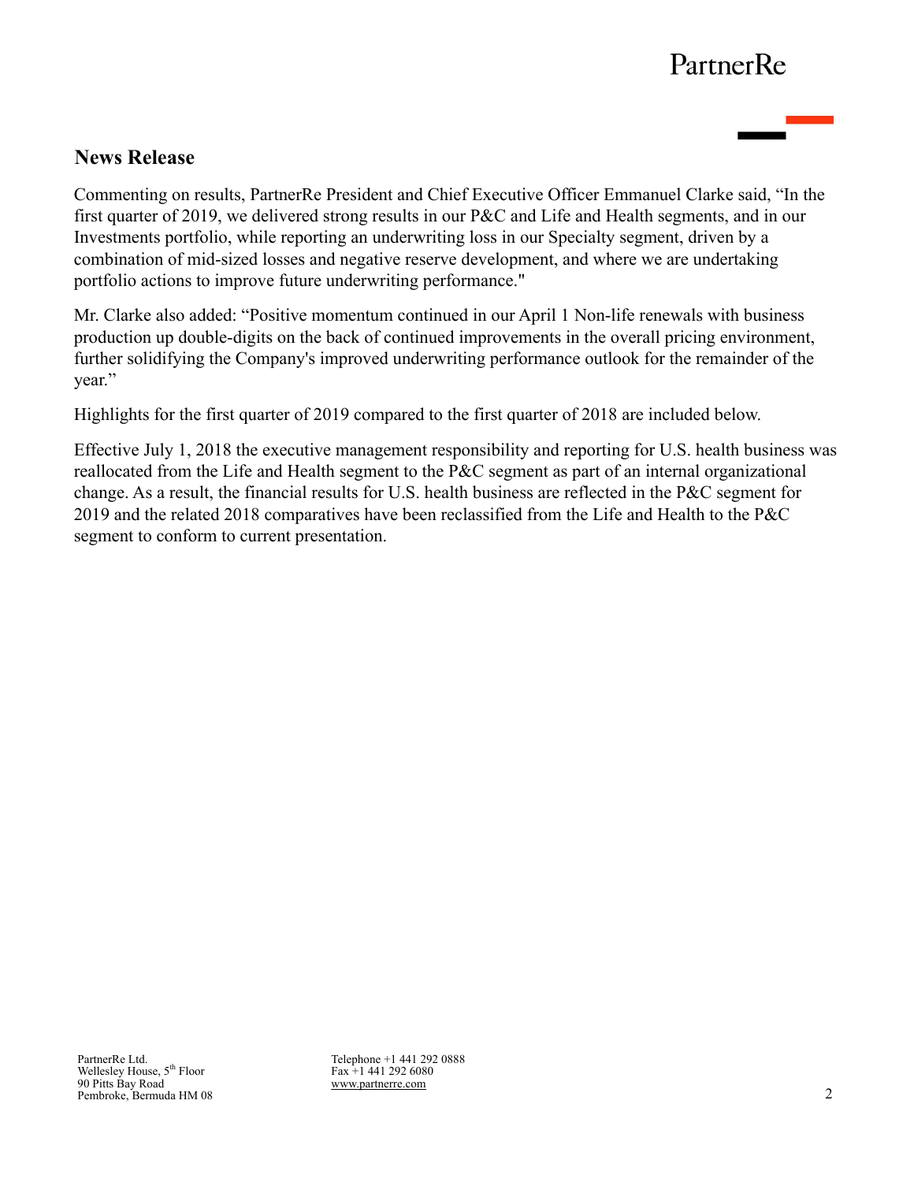## News Release

Commenting on results, PartnerRe President and Chief Executive Officer Emmanuel Clarke said, “In the first quarter of 2019, we delivered strong results in our P&C and Life and Health segments, and in our Investments portfolio, while reporting an underwriting loss in our Specialty segment, driven by a combination of mid-sized losses and negative reserve development, and where we are undertaking portfolio actions to improve future underwriting performance."

Mr. Clarke also added: “Positive momentum continued in our April 1 Non-life renewals with business production up double-digits on the back of continued improvements in the overall pricing environment, further solidifying the Company's improved underwriting performance outlook for the remainder of the year.”

Highlights for the first quarter of 2019 compared to the first quarter of 2018 are included below.

Effective July 1, 2018 the executive management responsibility and reporting for U.S. health business was reallocated from the Life and Health segment to the P&C segment as part of an internal organizational change. As a result, the financial results for U.S. health business are reflected in the P&C segment for 2019 and the related 2018 comparatives have been reclassified from the Life and Health to the P&C segment to conform to current presentation.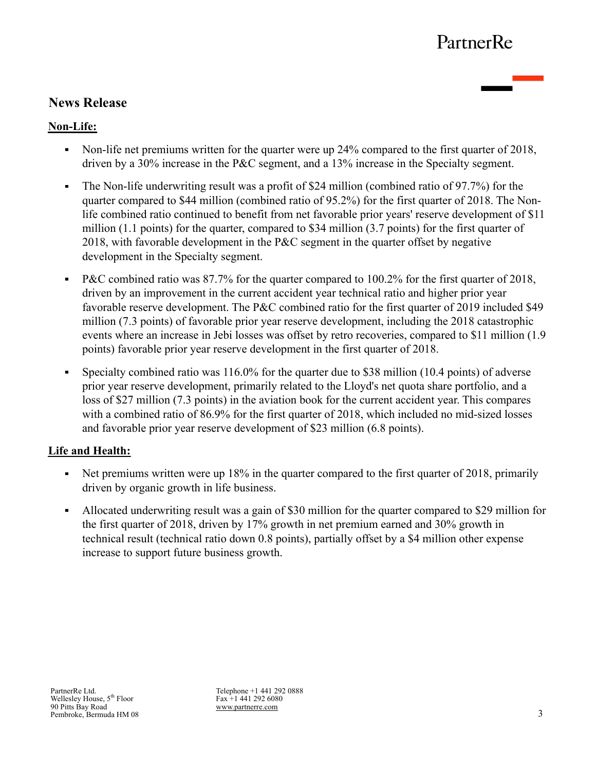## News Release

**Non-Life:**

- Non-life net premiums written for the quarter were up 24% compared to the first quarter of 2018, driven by a 30% increase in the P&C segment, and a 13% increase in the Specialty segment.
- The Non-life underwriting result was a profit of $24 million (combined ratio of 97.7%) for the quarter compared to $44 million (combined ratio of 95.2%) for the first quarter of 2018. The Non-life combined ratio continued to benefit from net favorable prior years' reserve development of $11 million (1.1 points) for the quarter, compared to $34 million (3.7 points) for the first quarter of 2018, with favorable development in the P&C segment in the quarter offset by negative development in the Specialty segment.
- P&C combined ratio was 87.7% for the quarter compared to 100.2% for the first quarter of 2018, driven by an improvement in the current accident year technical ratio and higher prior year favorable reserve development. The P&C combined ratio for the first quarter of 2019 included $49 million (7.3 points) of favorable prior year reserve development, including the 2018 catastrophic events where an increase in Jebi losses was offset by retro recoveries, compared to $11 million (1.9 points) favorable prior year reserve development in the first quarter of 2018.
- Specialty combined ratio was 116.0% for the quarter due to $38 million (10.4 points) of adverse prior year reserve development, primarily related to the Lloyd's net quota share portfolio, and a loss of $27 million (7.3 points) in the aviation book for the current accident year. This compares with a combined ratio of 86.9% for the first quarter of 2018, which included no mid-sized losses and favorable prior year reserve development of $23 million (6.8 points).

**Life and Health:**

- Net premiums written were up 18% in the quarter compared to the first quarter of 2018, primarily driven by organic growth in life business.
- Allocated underwriting result was a gain of $30 million for the quarter compared to $29 million for the first quarter of 2018, driven by 17% growth in net premium earned and 30% growth in technical result (technical ratio down 0.8 points), partially offset by a $4 million other expense increase to support future business growth.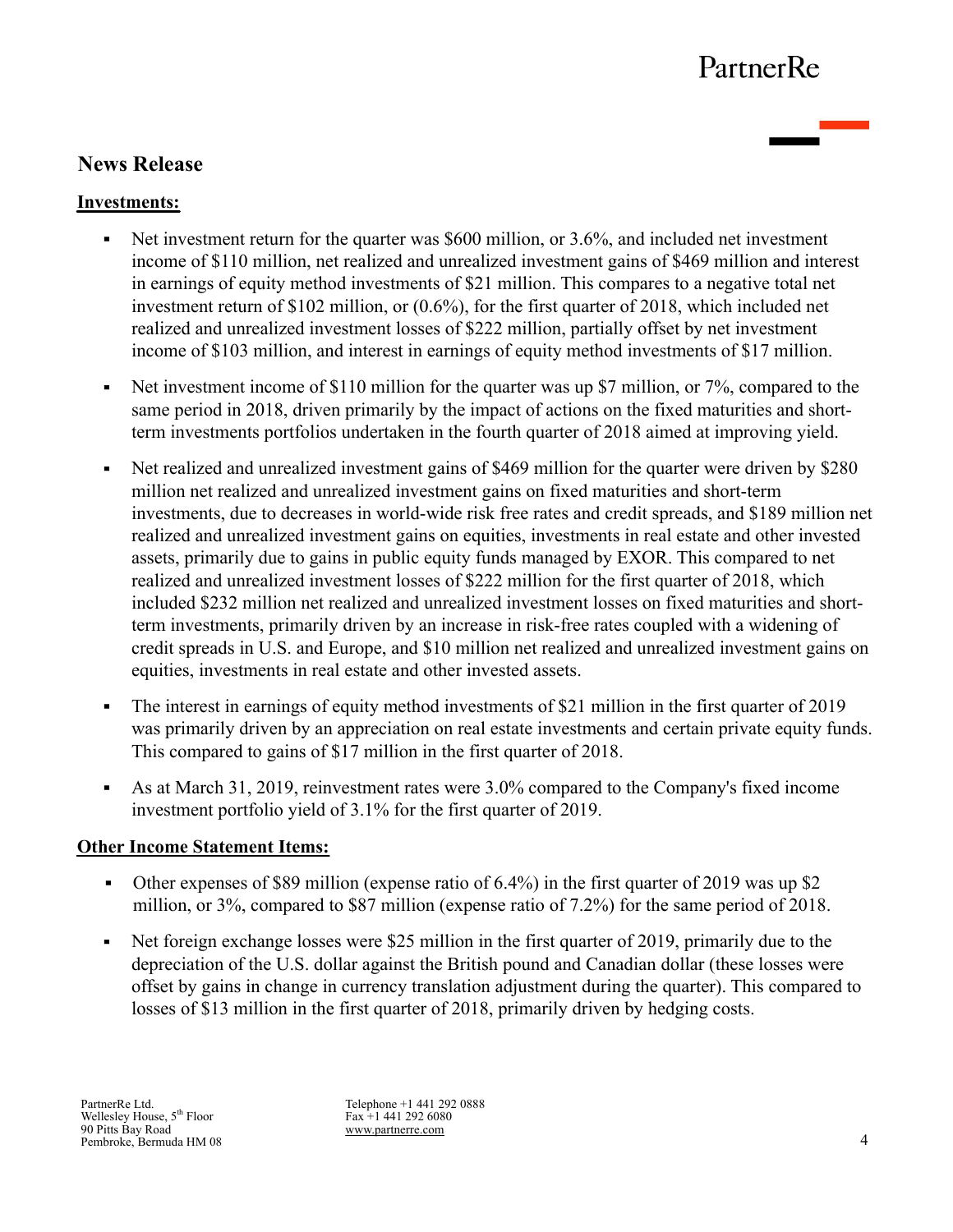## News Release

**Investments:**

- Net investment return for the quarter was $600 million, or 3.6%, and included net investment income of $110 million, net realized and unrealized investment gains of $469 million and interest in earnings of equity method investments of $21 million. This compares to a negative total net investment return of $102 million, or (0.6%), for the first quarter of 2018, which included net realized and unrealized investment losses of $222 million, partially offset by net investment income of $103 million, and interest in earnings of equity method investments of $17 million.
- Net investment income of $110 million for the quarter was up $7 million, or 7%, compared to the same period in 2018, driven primarily by the impact of actions on the fixed maturities and short-term investments portfolios undertaken in the fourth quarter of 2018 aimed at improving yield.
- Net realized and unrealized investment gains of $469 million for the quarter were driven by $280 million net realized and unrealized investment gains on fixed maturities and short-term investments, due to decreases in world-wide risk free rates and credit spreads, and $189 million net realized and unrealized investment gains on equities, investments in real estate and other invested assets, primarily due to gains in public equity funds managed by EXOR. This compared to net realized and unrealized investment losses of $222 million for the first quarter of 2018, which included $232 million net realized and unrealized investment losses on fixed maturities and short-term investments, primarily driven by an increase in risk-free rates coupled with a widening of credit spreads in U.S. and Europe, and $10 million net realized and unrealized investment gains on equities, investments in real estate and other invested assets.
- The interest in earnings of equity method investments of $21 million in the first quarter of 2019 was primarily driven by an appreciation on real estate investments and certain private equity funds. This compared to gains of $17 million in the first quarter of 2018.
- As at March 31, 2019, reinvestment rates were 3.0% compared to the Company's fixed income investment portfolio yield of 3.1% for the first quarter of 2019.

**Other Income Statement Items:**

- Other expenses of $89 million (expense ratio of 6.4%) in the first quarter of 2019 was up $2 million, or 3%, compared to $87 million (expense ratio of 7.2%) for the same period of 2018.
- Net foreign exchange losses were $25 million in the first quarter of 2019, primarily due to the depreciation of the U.S. dollar against the British pound and Canadian dollar (these losses were offset by gains in change in currency translation adjustment during the quarter). This compared to losses of $13 million in the first quarter of 2018, primarily driven by hedging costs.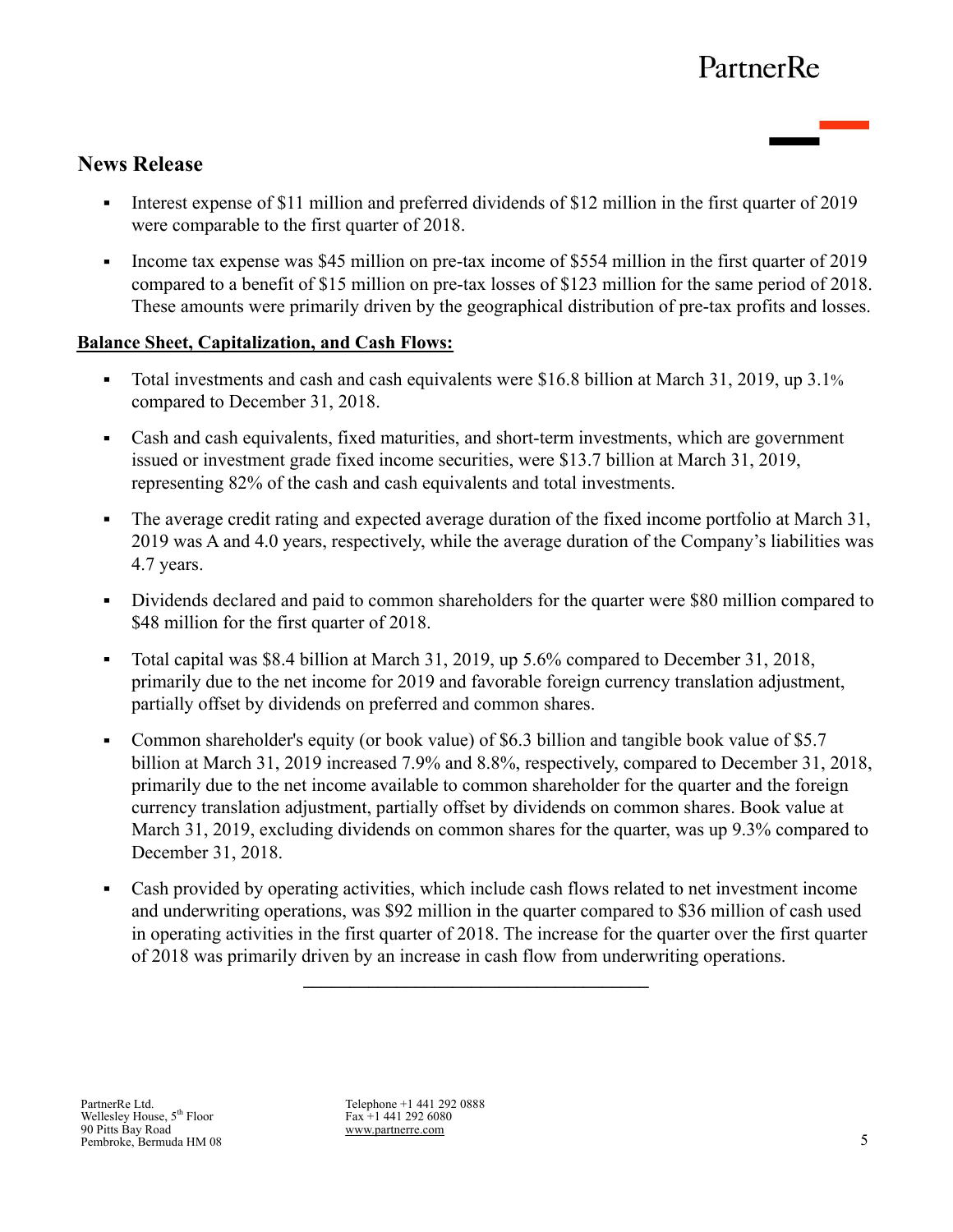## News Release

- Interest expense of $11 million and preferred dividends of $12 million in the first quarter of 2019 were comparable to the first quarter of 2018.
- Income tax expense was $45 million on pre-tax income of $554 million in the first quarter of 2019 compared to a benefit of $15 million on pre-tax losses of $123 million for the same period of 2018. These amounts were primarily driven by the geographical distribution of pre-tax profits and losses.

**Balance Sheet, Capitalization, and Cash Flows:**

- Total investments and cash and cash equivalents were $16.8 billion at March 31, 2019, up 3.1% compared to December 31, 2018.
- Cash and cash equivalents, fixed maturities, and short-term investments, which are government issued or investment grade fixed income securities, were $13.7 billion at March 31, 2019, representing 82% of the cash and cash equivalents and total investments.
- The average credit rating and expected average duration of the fixed income portfolio at March 31, 2019 was A and 4.0 years, respectively, while the average duration of the Company's liabilities was 4.7 years.
- Dividends declared and paid to common shareholders for the quarter were $80 million compared to $48 million for the first quarter of 2018.
- Total capital was $8.4 billion at March 31, 2019, up 5.6% compared to December 31, 2018, primarily due to the net income for 2019 and favorable foreign currency translation adjustment, partially offset by dividends on preferred and common shares.
- Common shareholder's equity (or book value) of $6.3 billion and tangible book value of $5.7 billion at March 31, 2019 increased 7.9% and 8.8%, respectively, compared to December 31, 2018, primarily due to the net income available to common shareholder for the quarter and the foreign currency translation adjustment, partially offset by dividends on common shares. Book value at March 31, 2019, excluding dividends on common shares for the quarter, was up 9.3% compared to December 31, 2018.
- Cash provided by operating activities, which include cash flows related to net investment income and underwriting operations, was $92 million in the quarter compared to $36 million of cash used in operating activities in the first quarter of 2018. The increase for the quarter over the first quarter of 2018 was primarily driven by an increase in cash flow from underwriting operations.

---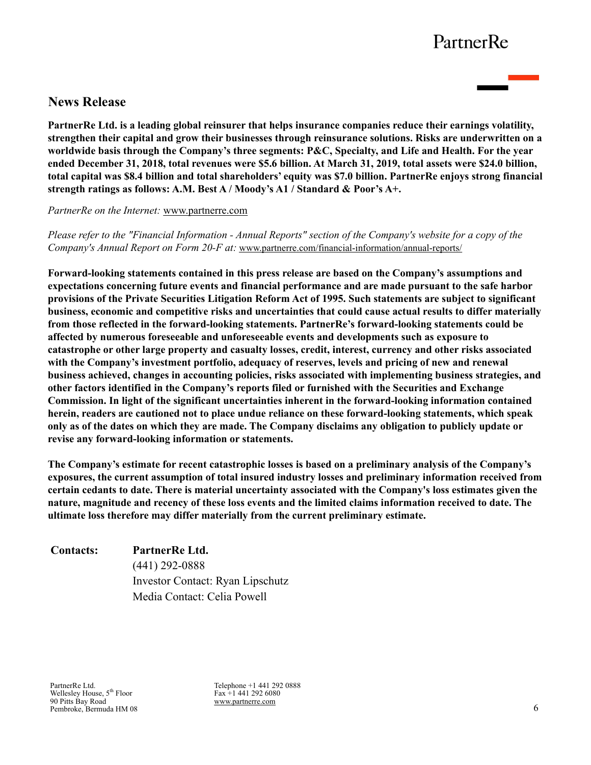## News Release

**PartnerRe Ltd. is a leading global reinsurer that helps insurance companies reduce their earnings volatility, strengthen their capital and grow their businesses through reinsurance solutions. Risks are underwritten on a worldwide basis through the Company's three segments: P&C, Specialty, and Life and Health. For the year ended December 31, 2018, total revenues were $5.6 billion. At March 31, 2019, total assets were $24.0 billion, total capital was $8.4 billion and total shareholders' equity was $7.0 billion. PartnerRe enjoys strong financial strength ratings as follows: A.M. Best A / Moody's A1 / Standard & Poor's A+.**

*PartnerRe on the Internet:* www.partnerre.com

*Please refer to the "Financial Information - Annual Reports" section of the Company's website for a copy of the Company's Annual Report on Form 20-F at:* www.partnerre.com/financial-information/annual-reports/

**Forward-looking statements contained in this press release are based on the Company's assumptions and expectations concerning future events and financial performance and are made pursuant to the safe harbor provisions of the Private Securities Litigation Reform Act of 1995. Such statements are subject to significant business, economic and competitive risks and uncertainties that could cause actual results to differ materially from those reflected in the forward-looking statements. PartnerRe's forward-looking statements could be affected by numerous foreseeable and unforeseeable events and developments such as exposure to catastrophe or other large property and casualty losses, credit, interest, currency and other risks associated with the Company's investment portfolio, adequacy of reserves, levels and pricing of new and renewal business achieved, changes in accounting policies, risks associated with implementing business strategies, and other factors identified in the Company's reports filed or furnished with the Securities and Exchange Commission. In light of the significant uncertainties inherent in the forward-looking information contained herein, readers are cautioned not to place undue reliance on these forward-looking statements, which speak only as of the dates on which they are made. The Company disclaims any obligation to publicly update or revise any forward-looking information or statements.**

**The Company's estimate for recent catastrophic losses is based on a preliminary analysis of the Company's exposures, the current assumption of total insured industry losses and preliminary information received from certain cedants to date. There is material uncertainty associated with the Company's loss estimates given the nature, magnitude and recency of these loss events and the limited claims information received to date. The ultimate loss therefore may differ materially from the current preliminary estimate.**

**Contacts:** **PartnerRe Ltd.**
(441) 292-0888
Investor Contact: Ryan Lipschutz
Media Contact: Celia Powell

PartnerRe Ltd.
Wellesley House, 5th Floor
90 Pitts Bay Road
Pembroke, Bermuda HM 08

Telephone +1 441 292 0888
Fax +1 441 292 6080
www.partnerre.com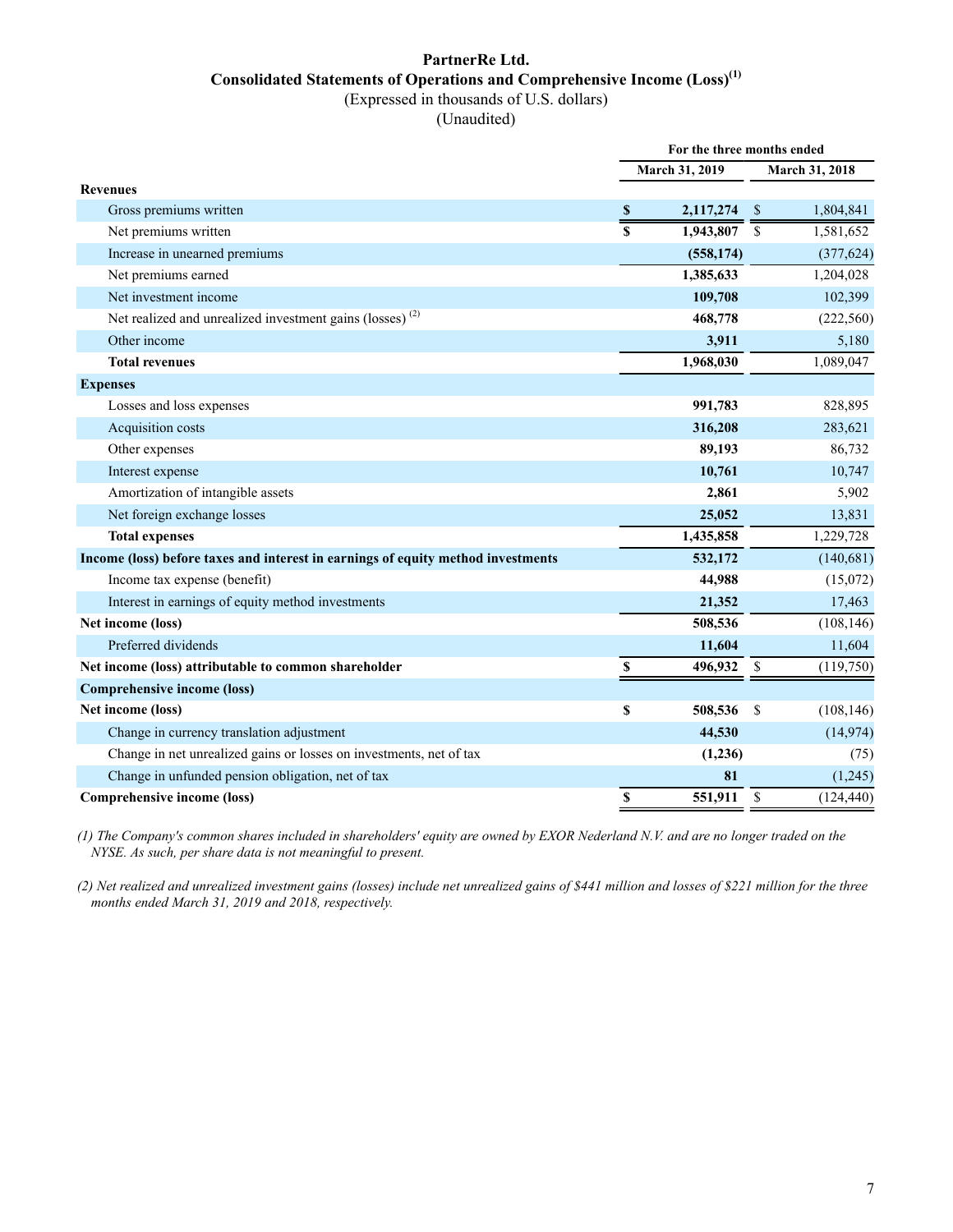# PartnerRe Ltd.
## Consolidated Statements of Operations and Comprehensive Income (Loss)[(1)]
(Expressed in thousands of U.S. dollars)
(Unaudited)

| | For the three months ended | |
|---|---|---|
| | March 31, 2019 | March 31, 2018 |
| **Revenues** | | |
| Gross premiums written | $ **2,117,274** | $ 1,804,841 |
| Net premiums written | $ **1,943,807** | $ 1,581,652 |
| Increase in unearned premiums | **(558,174)** | (377,624) |
| Net premiums earned | **1,385,633** | 1,204,028 |
| Net investment income | **109,708** | 102,399 |
| Net realized and unrealized investment gains (losses) [(2)] | **468,778** | (222,560) |
| Other income | **3,911** | 5,180 |
| **Total revenues** | **1,968,030** | 1,089,047 |
| **Expenses** | | |
| Losses and loss expenses | **991,783** | 828,895 |
| Acquisition costs | **316,208** | 283,621 |
| Other expenses | **89,193** | 86,732 |
| Interest expense | **10,761** | 10,747 |
| Amortization of intangible assets | **2,861** | 5,902 |
| Net foreign exchange losses | **25,052** | 13,831 |
| **Total expenses** | **1,435,858** | 1,229,728 |
| **Income (loss) before taxes and interest in earnings of equity method investments** | **532,172** | (140,681) |
| Income tax expense (benefit) | **44,988** | (15,072) |
| Interest in earnings of equity method investments | **21,352** | 17,463 |
| **Net income (loss)** | **508,536** | (108,146) |
| Preferred dividends | **11,604** | 11,604 |
| **Net income (loss) attributable to common shareholder** | $ **496,932** | $ (119,750) |
| **Comprehensive income (loss)** | | |
| **Net income (loss)** | $ **508,536** | $ (108,146) |
| Change in currency translation adjustment | **44,530** | (14,974) |
| Change in net unrealized gains or losses on investments, net of tax | **(1,236)** | (75) |
| Change in unfunded pension obligation, net of tax | **81** | (1,245) |
| **Comprehensive income (loss)** | $ **551,911** | $ (124,440) |

*(1) The Company's common shares included in shareholders' equity are owned by EXOR Nederland N.V. and are no longer traded on the NYSE. As such, per share data is not meaningful to present.*

*(2) Net realized and unrealized investment gains (losses) include net unrealized gains of $441 million and losses of $221 million for the three months ended March 31, 2019 and 2018, respectively.*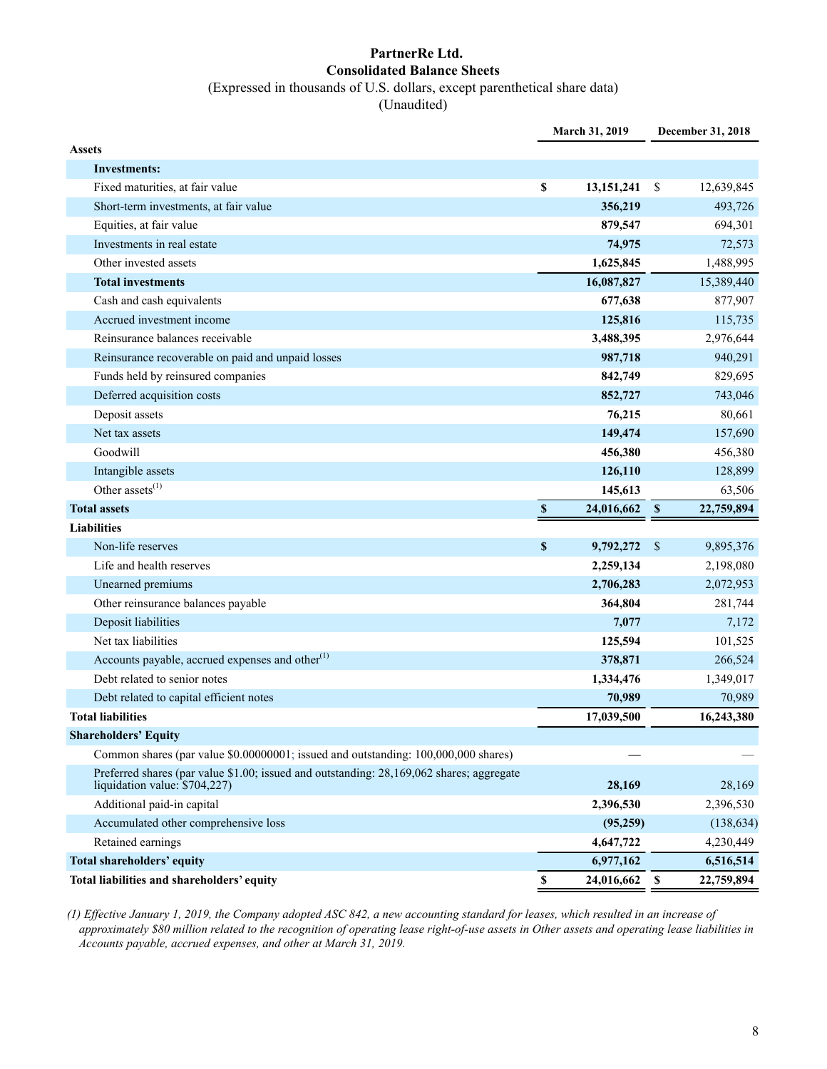# PartnerRe Ltd.

## Consolidated Balance Sheets

(Expressed in thousands of U.S. dollars, except parenthetical share data)

(Unaudited)

| | March 31, 2019 | December 31, 2018 |
|---|---|---|
| **Assets** | | |
| **Investments:** | | |
| Fixed maturities, at fair value | **$ 13,151,241** | $ 12,639,845 |
| Short-term investments, at fair value | **356,219** | 493,726 |
| Equities, at fair value | **879,547** | 694,301 |
| Investments in real estate | **74,975** | 72,573 |
| Other invested assets | **1,625,845** | 1,488,995 |
| **Total investments** | **16,087,827** | 15,389,440 |
| Cash and cash equivalents | **677,638** | 877,907 |
| Accrued investment income | **125,816** | 115,735 |
| Reinsurance balances receivable | **3,488,395** | 2,976,644 |
| Reinsurance recoverable on paid and unpaid losses | **987,718** | 940,291 |
| Funds held by reinsured companies | **842,749** | 829,695 |
| Deferred acquisition costs | **852,727** | 743,046 |
| Deposit assets | **76,215** | 80,661 |
| Net tax assets | **149,474** | 157,690 |
| Goodwill | **456,380** | 456,380 |
| Intangible assets | **126,110** | 128,899 |
| Other assets(1) | **145,613** | 63,506 |
| **Total assets** | **$ 24,016,662** | **$ 22,759,894** |
| **Liabilities** | | |
| Non-life reserves | **$ 9,792,272** | $ 9,895,376 |
| Life and health reserves | **2,259,134** | 2,198,080 |
| Unearned premiums | **2,706,283** | 2,072,953 |
| Other reinsurance balances payable | **364,804** | 281,744 |
| Deposit liabilities | **7,077** | 7,172 |
| Net tax liabilities | **125,594** | 101,525 |
| Accounts payable, accrued expenses and other(1) | **378,871** | 266,524 |
| Debt related to senior notes | **1,334,476** | 1,349,017 |
| Debt related to capital efficient notes | **70,989** | 70,989 |
| **Total liabilities** | **17,039,500** | **16,243,380** |
| **Shareholders' Equity** | | |
| Common shares (par value $0.00000001; issued and outstanding: 100,000,000 shares) | **—** | — |
| Preferred shares (par value $1.00; issued and outstanding: 28,169,062 shares; aggregate liquidation value: $704,227) | **28,169** | 28,169 |
| Additional paid-in capital | **2,396,530** | 2,396,530 |
| Accumulated other comprehensive loss | **(95,259)** | (138,634) |
| Retained earnings | **4,647,722** | 4,230,449 |
| **Total shareholders' equity** | **6,977,162** | **6,516,514** |
| **Total liabilities and shareholders' equity** | **$ 24,016,662** | **$ 22,759,894** |

*(1) Effective January 1, 2019, the Company adopted ASC 842, a new accounting standard for leases, which resulted in an increase of approximately $80 million related to the recognition of operating lease right-of-use assets in Other assets and operating lease liabilities in Accounts payable, accrued expenses, and other at March 31, 2019.*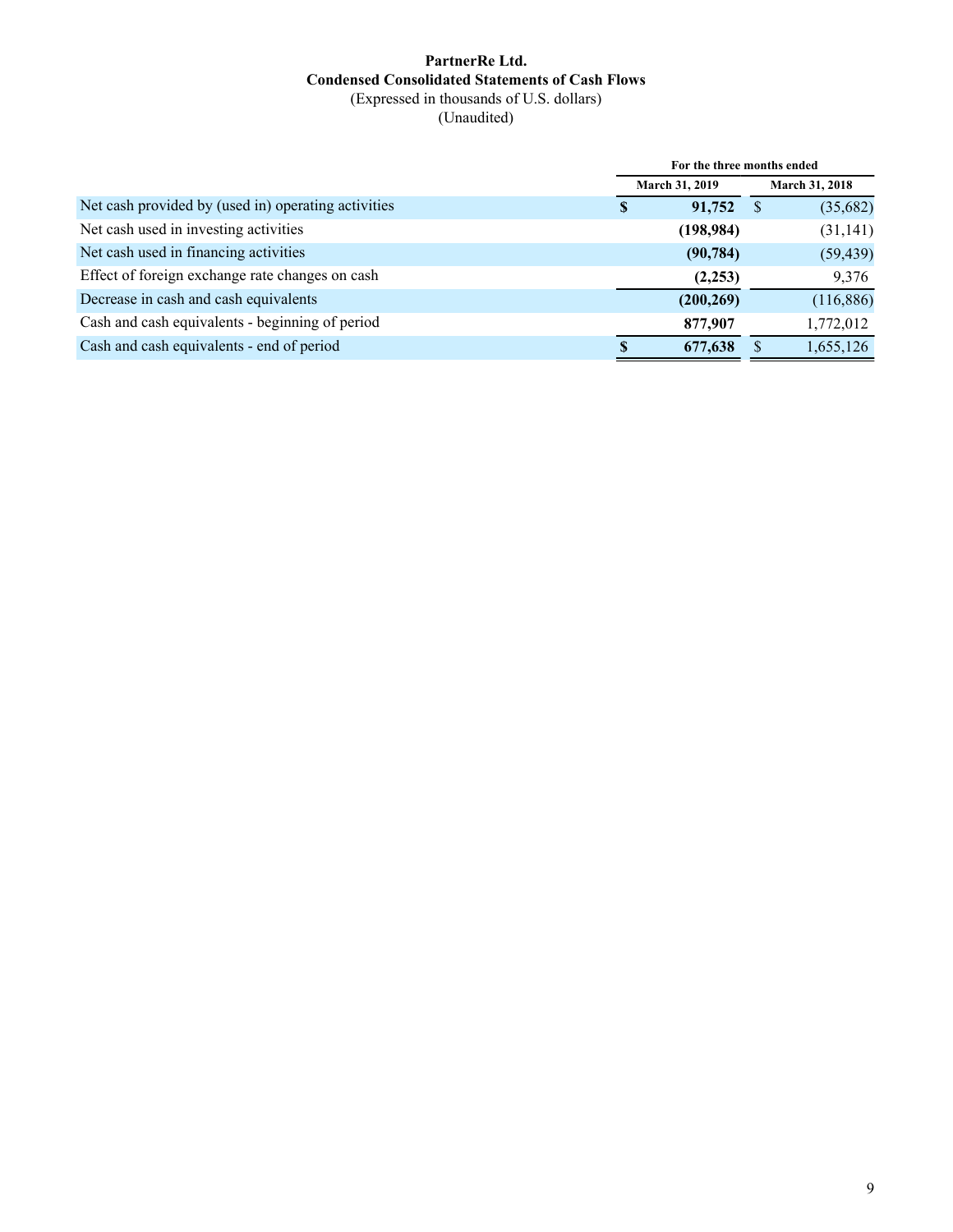**PartnerRe Ltd.**
**Condensed Consolidated Statements of Cash Flows**
(Expressed in thousands of U.S. dollars)
(Unaudited)

| | For the three months ended | |
|---|---|---|
| | **March 31, 2019** | **March 31, 2018** |
| Net cash provided by (used in) operating activities | **$ 91,752** | $ (35,682) |
| Net cash used in investing activities | **(198,984)** | (31,141) |
| Net cash used in financing activities | **(90,784)** | (59,439) |
| Effect of foreign exchange rate changes on cash | **(2,253)** | 9,376 |
| Decrease in cash and cash equivalents | **(200,269)** | (116,886) |
| Cash and cash equivalents - beginning of period | **877,907** | 1,772,012 |
| Cash and cash equivalents - end of period | **$ 677,638** | $ 1,655,126 |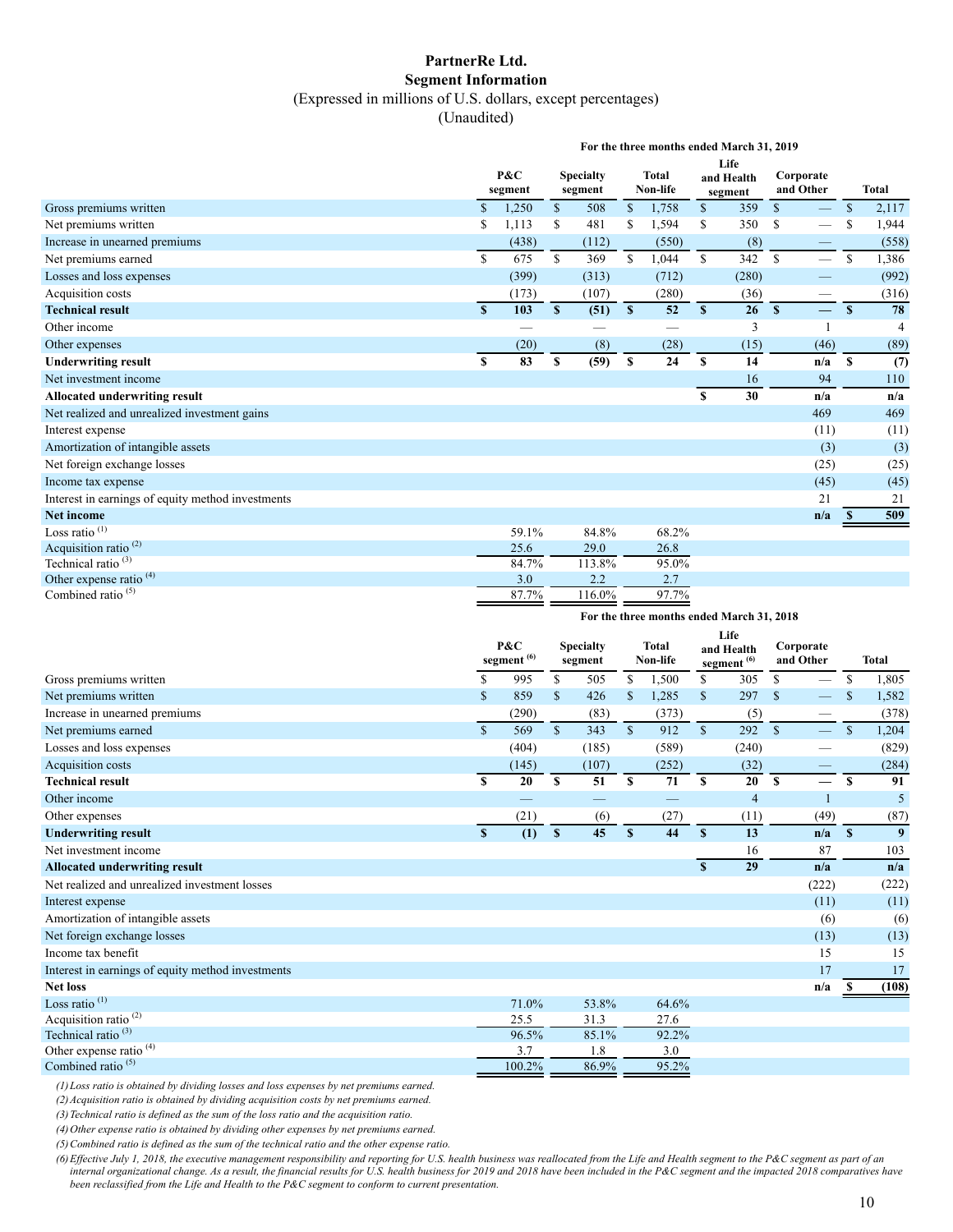# PartnerRe Ltd.
## Segment Information
(Expressed in millions of U.S. dollars, except percentages)
(Unaudited)

| | For the three months ended March 31, 2019 | | | | | |
|---|---|---|---|---|---|---|
| | P&C segment | Specialty segment | Total Non-life | Life and Health segment | Corporate and Other | Total |
| Gross premiums written | $ 1,250 | $ 508 | $ 1,758 | $ 359 | $ — | $ 2,117 |
| Net premiums written | $ 1,113 | $ 481 | $ 1,594 | $ 350 | $ — | $ 1,944 |
| Increase in unearned premiums | (438) | (112) | (550) | (8) | — | (558) |
| Net premiums earned | $ 675 | $ 369 | $ 1,044 | $ 342 | $ — | $ 1,386 |
| Losses and loss expenses | (399) | (313) | (712) | (280) | — | (992) |
| Acquisition costs | (173) | (107) | (280) | (36) | — | (316) |
| **Technical result** | **$ 103** | **$ (51)** | **$ 52** | **$ 26** | **$ —** | **$ 78** |
| Other income | — | — | — | 3 | 1 | 4 |
| Other expenses | (20) | (8) | (28) | (15) | (46) | (89) |
| **Underwriting result** | **$ 83** | **$ (59)** | **$ 24** | **$ 14** | **n/a** | **$ (7)** |
| Net investment income | | | | 16 | 94 | 110 |
| **Allocated underwriting result** | | | | **$ 30** | **n/a** | **n/a** |
| Net realized and unrealized investment gains | | | | | 469 | 469 |
| Interest expense | | | | | (11) | (11) |
| Amortization of intangible assets | | | | | (3) | (3) |
| Net foreign exchange losses | | | | | (25) | (25) |
| Income tax expense | | | | | (45) | (45) |
| Interest in earnings of equity method investments | | | | | 21 | 21 |
| **Net income** | | | | | **n/a** | **$ 509** |
| Loss ratio [(1)] | 59.1% | 84.8% | 68.2% | | | |
| Acquisition ratio [(2)] | 25.6 | 29.0 | 26.8 | | | |
| Technical ratio [(3)] | 84.7% | 113.8% | 95.0% | | | |
| Other expense ratio [(4)] | 3.0 | 2.2 | 2.7 | | | |
| Combined ratio [(5)] | 87.7% | 116.0% | 97.7% | | | |

| | For the three months ended March 31, 2018 | | | | | |
|---|---|---|---|---|---|---|
| | P&C segment [(6)] | Specialty segment | Total Non-life | Life and Health segment [(6)] | Corporate and Other | Total |
| Gross premiums written | $ 995 | $ 505 | $ 1,500 | $ 305 | $ — | $ 1,805 |
| Net premiums written | $ 859 | $ 426 | $ 1,285 | $ 297 | $ — | $ 1,582 |
| Increase in unearned premiums | (290) | (83) | (373) | (5) | — | (378) |
| Net premiums earned | $ 569 | $ 343 | $ 912 | $ 292 | $ — | $ 1,204 |
| Losses and loss expenses | (404) | (185) | (589) | (240) | — | (829) |
| Acquisition costs | (145) | (107) | (252) | (32) | — | (284) |
| **Technical result** | **$ 20** | **$ 51** | **$ 71** | **$ 20** | **$ —** | **$ 91** |
| Other income | — | — | — | 4 | 1 | 5 |
| Other expenses | (21) | (6) | (27) | (11) | (49) | (87) |
| **Underwriting result** | **$ (1)** | **$ 45** | **$ 44** | **$ 13** | **n/a** | **$ 9** |
| Net investment income | | | | 16 | 87 | 103 |
| **Allocated underwriting result** | | | | **$ 29** | **n/a** | **n/a** |
| Net realized and unrealized investment losses | | | | | (222) | (222) |
| Interest expense | | | | | (11) | (11) |
| Amortization of intangible assets | | | | | (6) | (6) |
| Net foreign exchange losses | | | | | (13) | (13) |
| Income tax benefit | | | | | 15 | 15 |
| Interest in earnings of equity method investments | | | | | 17 | 17 |
| **Net loss** | | | | | **n/a** | **$ (108)** |
| Loss ratio [(1)] | 71.0% | 53.8% | 64.6% | | | |
| Acquisition ratio [(2)] | 25.5 | 31.3 | 27.6 | | | |
| Technical ratio [(3)] | 96.5% | 85.1% | 92.2% | | | |
| Other expense ratio [(4)] | 3.7 | 1.8 | 3.0 | | | |
| Combined ratio [(5)] | 100.2% | 86.9% | 95.2% | | | |

*(1) Loss ratio is obtained by dividing losses and loss expenses by net premiums earned.*

*(2) Acquisition ratio is obtained by dividing acquisition costs by net premiums earned.*

*(3) Technical ratio is defined as the sum of the loss ratio and the acquisition ratio.*

*(4) Other expense ratio is obtained by dividing other expenses by net premiums earned.*

*(5) Combined ratio is defined as the sum of the technical ratio and the other expense ratio.*

*(6) Effective July 1, 2018, the executive management responsibility and reporting for U.S. health business was reallocated from the Life and Health segment to the P&C segment as part of an internal organizational change. As a result, the financial results for U.S. health business for 2019 and 2018 have been included in the P&C segment and the impacted 2018 comparatives have been reclassified from the Life and Health to the P&C segment to conform to current presentation.*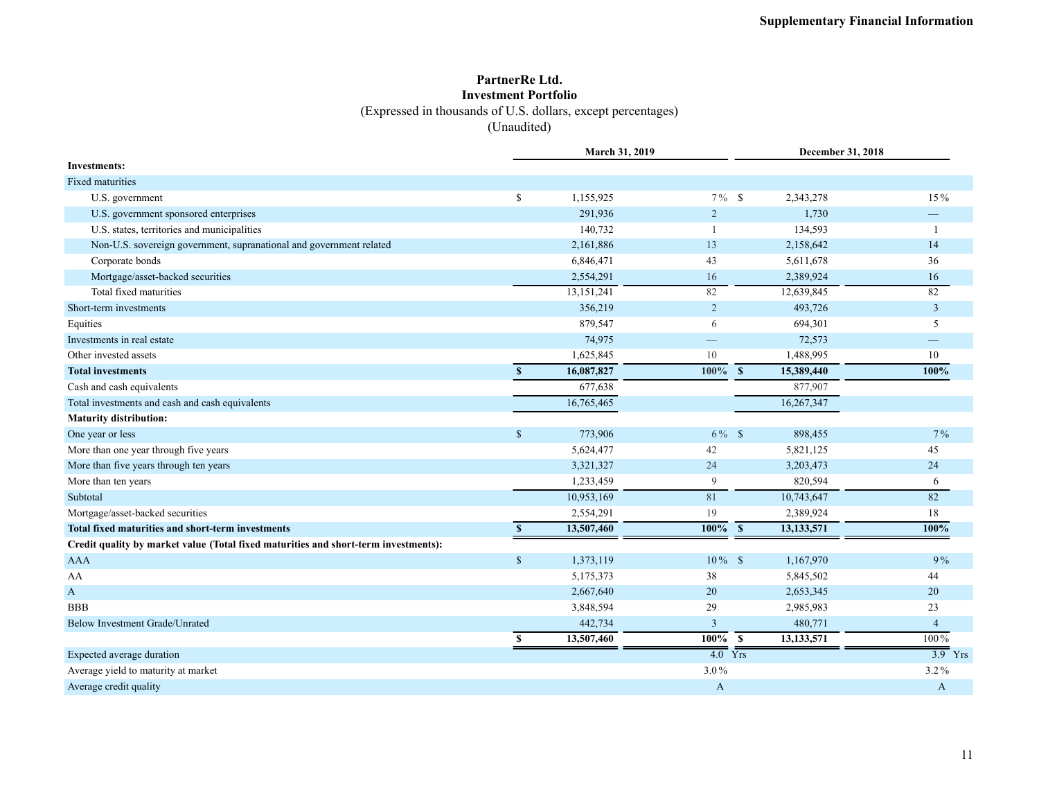# PartnerRe Ltd.
## Investment Portfolio
(Expressed in thousands of U.S. dollars, except percentages)
(Unaudited)

| | March 31, 2019 | | December 31, 2018 | |
|---|---|---|---|---|
| **Investments:** | | | | |
| Fixed maturities | | | | |
| U.S. government | $ 1,155,925 | 7% | $ 2,343,278 | 15% |
| U.S. government sponsored enterprises | 291,936 | 2 | 1,730 | — |
| U.S. states, territories and municipalities | 140,732 | 1 | 134,593 | 1 |
| Non-U.S. sovereign government, supranational and government related | 2,161,886 | 13 | 2,158,642 | 14 |
| Corporate bonds | 6,846,471 | 43 | 5,611,678 | 36 |
| Mortgage/asset-backed securities | 2,554,291 | 16 | 2,389,924 | 16 |
| Total fixed maturities | 13,151,241 | 82 | 12,639,845 | 82 |
| Short-term investments | 356,219 | 2 | 493,726 | 3 |
| Equities | 879,547 | 6 | 694,301 | 5 |
| Investments in real estate | 74,975 | — | 72,573 | — |
| Other invested assets | 1,625,845 | 10 | 1,488,995 | 10 |
| **Total investments** | **$ 16,087,827** | **100%** | **$ 15,389,440** | **100%** |
| Cash and cash equivalents | 677,638 | | 877,907 | |
| Total investments and cash and cash equivalents | 16,765,465 | | 16,267,347 | |
| **Maturity distribution:** | | | | |
| One year or less | $ 773,906 | 6% | $ 898,455 | 7% |
| More than one year through five years | 5,624,477 | 42 | 5,821,125 | 45 |
| More than five years through ten years | 3,321,327 | 24 | 3,203,473 | 24 |
| More than ten years | 1,233,459 | 9 | 820,594 | 6 |
| Subtotal | 10,953,169 | 81 | 10,743,647 | 82 |
| Mortgage/asset-backed securities | 2,554,291 | 19 | 2,389,924 | 18 |
| **Total fixed maturities and short-term investments** | **$ 13,507,460** | **100%** | **$ 13,133,571** | **100%** |
| **Credit quality by market value (Total fixed maturities and short-term investments):** | | | | |
| AAA | $ 1,373,119 | 10% | $ 1,167,970 | 9% |
| AA | 5,175,373 | 38 | 5,845,502 | 44 |
| A | 2,667,640 | 20 | 2,653,345 | 20 |
| BBB | 3,848,594 | 29 | 2,985,983 | 23 |
| Below Investment Grade/Unrated | 442,734 | 3 | 480,771 | 4 |
| | **$ 13,507,460** | **100%** | **$ 13,133,571** | 100% |
| Expected average duration | | 4.0 Yrs | | 3.9 Yrs |
| Average yield to maturity at market | | 3.0% | | 3.2% |
| Average credit quality | | A | | A |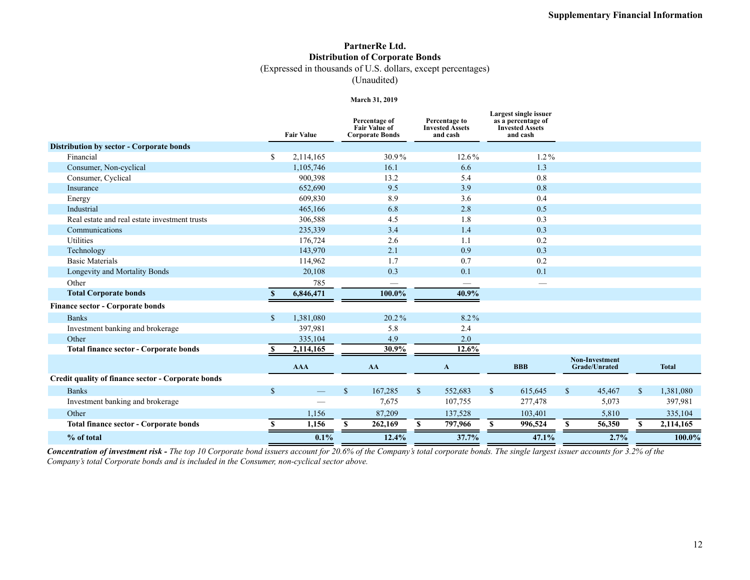# PartnerRe Ltd.
## Distribution of Corporate Bonds
(Expressed in thousands of U.S. dollars, except percentages)
(Unaudited)

**March 31, 2019**

| | Fair Value | Percentage of Fair Value of Corporate Bonds | Percentage to Invested Assets and cash | Largest single issuer as a percentage of Invested Assets and cash |
|---|---|---|---|---|
| **Distribution by sector - Corporate bonds** | | | | |
| Financial | $ 2,114,165 | 30.9% | 12.6% | 1.2% |
| Consumer, Non-cyclical | 1,105,746 | 16.1 | 6.6 | 1.3 |
| Consumer, Cyclical | 900,398 | 13.2 | 5.4 | 0.8 |
| Insurance | 652,690 | 9.5 | 3.9 | 0.8 |
| Energy | 609,830 | 8.9 | 3.6 | 0.4 |
| Industrial | 465,166 | 6.8 | 2.8 | 0.5 |
| Real estate and real estate investment trusts | 306,588 | 4.5 | 1.8 | 0.3 |
| Communications | 235,339 | 3.4 | 1.4 | 0.3 |
| Utilities | 176,724 | 2.6 | 1.1 | 0.2 |
| Technology | 143,970 | 2.1 | 0.9 | 0.3 |
| Basic Materials | 114,962 | 1.7 | 0.7 | 0.2 |
| Longevity and Mortality Bonds | 20,108 | 0.3 | 0.1 | 0.1 |
| Other | 785 | — | — | — |
| **Total Corporate bonds** | **$ 6,846,471** | **100.0%** | **40.9%** | |
| **Finance sector - Corporate bonds** | | | | |
| Banks | $ 1,381,080 | 20.2% | 8.2% | |
| Investment banking and brokerage | 397,981 | 5.8 | 2.4 | |
| Other | 335,104 | 4.9 | 2.0 | |
| **Total finance sector - Corporate bonds** | **$ 2,114,165** | **30.9%** | **12.6%** | |

| | AAA | AA | A | BBB | Non-Investment Grade/Unrated | Total |
|---|---|---|---|---|---|---|
| **Credit quality of finance sector - Corporate bonds** | | | | | | |
| Banks | $ — | $ 167,285 | $ 552,683 | $ 615,645 | $ 45,467 | $ 1,381,080 |
| Investment banking and brokerage | — | 7,675 | 107,755 | 277,478 | 5,073 | 397,981 |
| Other | 1,156 | 87,209 | 137,528 | 103,401 | 5,810 | 335,104 |
| **Total finance sector - Corporate bonds** | **$ 1,156** | **$ 262,169** | **$ 797,966** | **$ 996,524** | **$ 56,350** | **$ 2,114,165** |
| **% of total** | **0.1%** | **12.4%** | **37.7%** | **47.1%** | **2.7%** | **100.0%** |

***Concentration of investment risk -*** *The top 10 Corporate bond issuers account for 20.6% of the Company's total corporate bonds. The single largest issuer accounts for 3.2% of the Company's total Corporate bonds and is included in the Consumer, non-cyclical sector above.*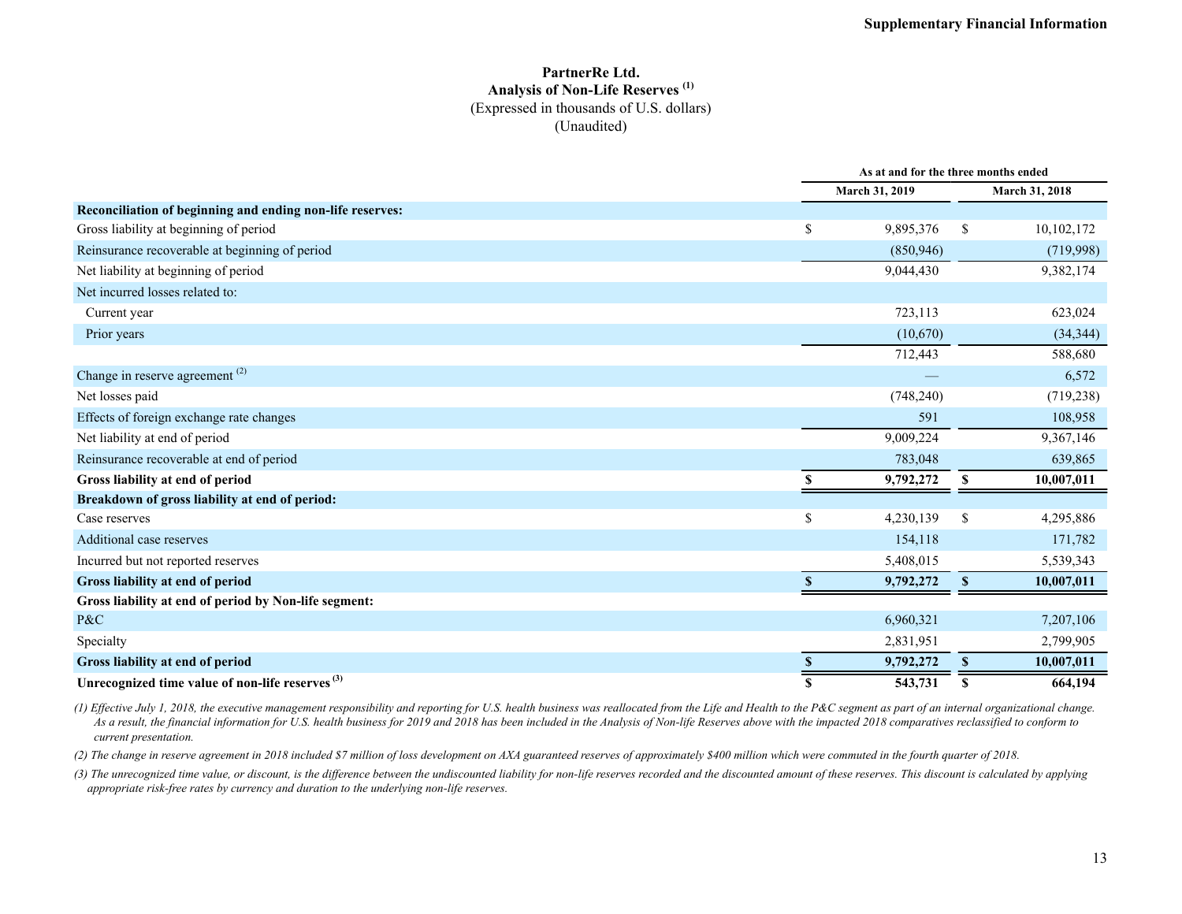**PartnerRe Ltd.**
**Analysis of Non-Life Reserves [1]**
(Expressed in thousands of U.S. dollars)
(Unaudited)

| | As at and for the three months ended | |
|---|---|---|
| | March 31, 2019 | March 31, 2018 |
| **Reconciliation of beginning and ending non-life reserves:** | | |
| Gross liability at beginning of period | $ 9,895,376 | $ 10,102,172 |
| Reinsurance recoverable at beginning of period | (850,946) | (719,998) |
| Net liability at beginning of period | 9,044,430 | 9,382,174 |
| Net incurred losses related to: | | |
| Current year | 723,113 | 623,024 |
| Prior years | (10,670) | (34,344) |
| | 712,443 | 588,680 |
| Change in reserve agreement [2] | — | 6,572 |
| Net losses paid | (748,240) | (719,238) |
| Effects of foreign exchange rate changes | 591 | 108,958 |
| Net liability at end of period | 9,009,224 | 9,367,146 |
| Reinsurance recoverable at end of period | 783,048 | 639,865 |
| **Gross liability at end of period** | **$ 9,792,272** | **$ 10,007,011** |
| **Breakdown of gross liability at end of period:** | | |
| Case reserves | $ 4,230,139 | $ 4,295,886 |
| Additional case reserves | 154,118 | 171,782 |
| Incurred but not reported reserves | 5,408,015 | 5,539,343 |
| **Gross liability at end of period** | **$ 9,792,272** | **$ 10,007,011** |
| **Gross liability at end of period by Non-life segment:** | | |
| P&C | 6,960,321 | 7,207,106 |
| Specialty | 2,831,951 | 2,799,905 |
| **Gross liability at end of period** | **$ 9,792,272** | **$ 10,007,011** |
| **Unrecognized time value of non-life reserves [3]** | **$ 543,731** | **$ 664,194** |

*(1) Effective July 1, 2018, the executive management responsibility and reporting for U.S. health business was reallocated from the Life and Health to the P&C segment as part of an internal organizational change. As a result, the financial information for U.S. health business for 2019 and 2018 has been included in the Analysis of Non-life Reserves above with the impacted 2018 comparatives reclassified to conform to current presentation.*

*(2) The change in reserve agreement in 2018 included $7 million of loss development on AXA guaranteed reserves of approximately $400 million which were commuted in the fourth quarter of 2018.*

*(3) The unrecognized time value, or discount, is the difference between the undiscounted liability for non-life reserves recorded and the discounted amount of these reserves. This discount is calculated by applying appropriate risk-free rates by currency and duration to the underlying non-life reserves.*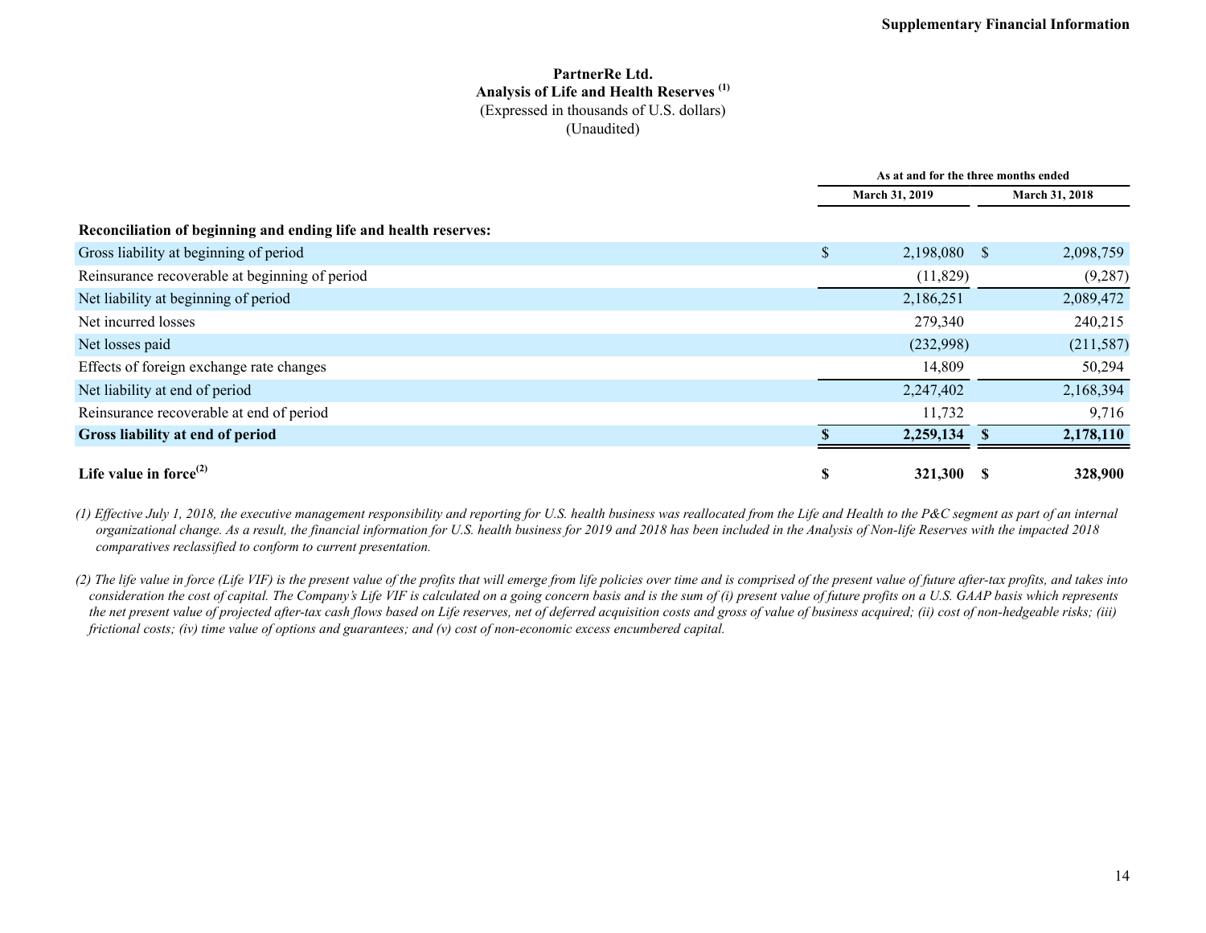# PartnerRe Ltd.

## Analysis of Life and Health Reserves [1]

(Expressed in thousands of U.S. dollars)

(Unaudited)

| | As at and for the three months ended | |
|---|---|---|
| | March 31, 2019 | March 31, 2018 |
| **Reconciliation of beginning and ending life and health reserves:** | | |
| Gross liability at beginning of period | $ 2,198,080 | $ 2,098,759 |
| Reinsurance recoverable at beginning of period | (11,829) | (9,287) |
| Net liability at beginning of period | 2,186,251 | 2,089,472 |
| Net incurred losses | 279,340 | 240,215 |
| Net losses paid | (232,998) | (211,587) |
| Effects of foreign exchange rate changes | 14,809 | 50,294 |
| Net liability at end of period | 2,247,402 | 2,168,394 |
| Reinsurance recoverable at end of period | 11,732 | 9,716 |
| **Gross liability at end of period** | **$ 2,259,134** | **$ 2,178,110** |
| **Life value in force[2]** | **$ 321,300** | **$ 328,900** |

*(1) Effective July 1, 2018, the executive management responsibility and reporting for U.S. health business was reallocated from the Life and Health to the P&C segment as part of an internal organizational change. As a result, the financial information for U.S. health business for 2019 and 2018 has been included in the Analysis of Non-life Reserves with the impacted 2018 comparatives reclassified to conform to current presentation.*

*(2) The life value in force (Life VIF) is the present value of the profits that will emerge from life policies over time and is comprised of the present value of future after-tax profits, and takes into consideration the cost of capital. The Company's Life VIF is calculated on a going concern basis and is the sum of (i) present value of future profits on a U.S. GAAP basis which represents the net present value of projected after-tax cash flows based on Life reserves, net of deferred acquisition costs and gross of value of business acquired; (ii) cost of non-hedgeable risks; (iii) frictional costs; (iv) time value of options and guarantees; and (v) cost of non-economic excess encumbered capital.*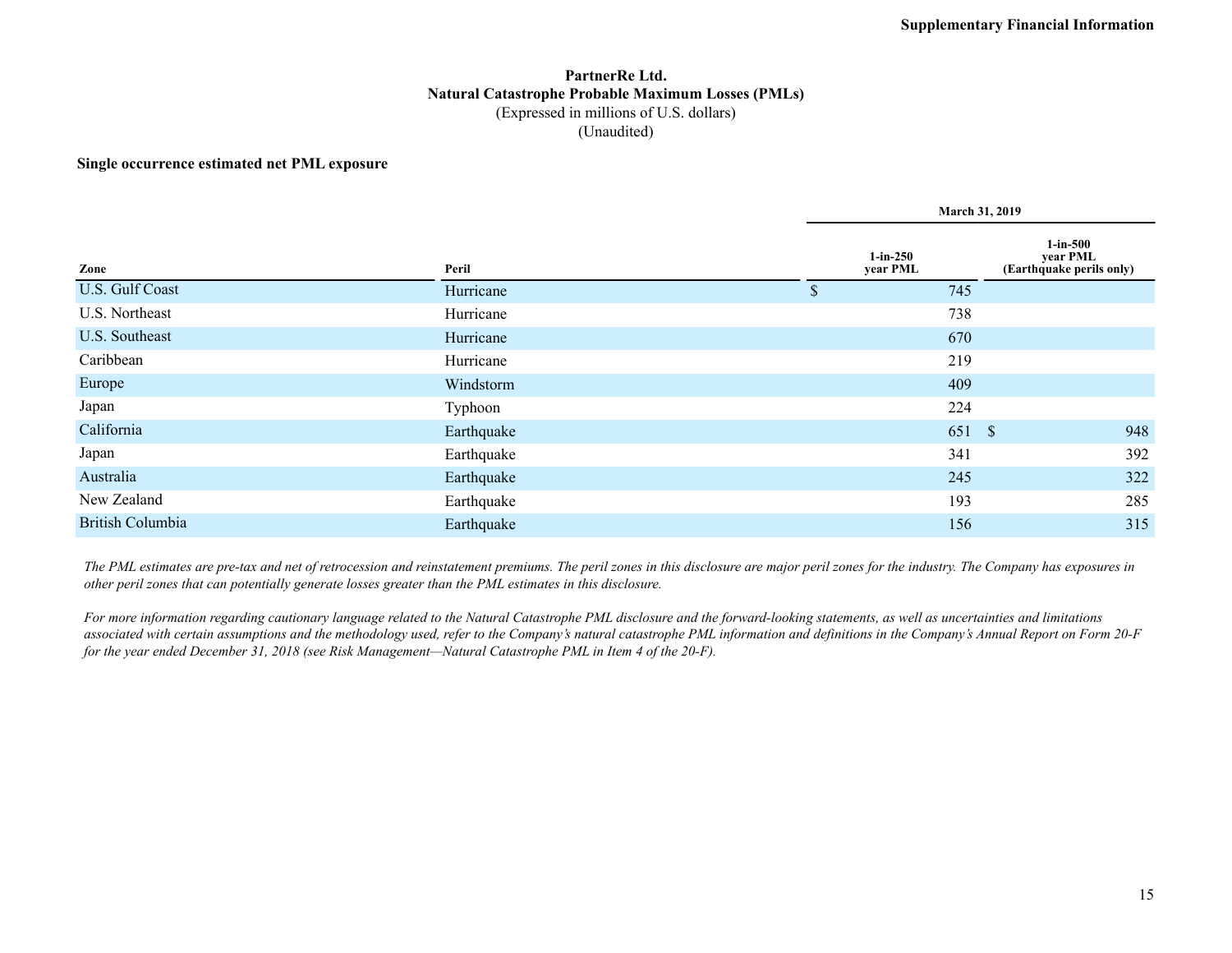**PartnerRe Ltd.**
**Natural Catastrophe Probable Maximum Losses (PMLs)**
(Expressed in millions of U.S. dollars)
(Unaudited)

**Single occurrence estimated net PML exposure**

| | | March 31, 2019 | |
|---|---|---|---|
| **Zone** | **Peril** | **1-in-250 year PML** | **1-in-500 year PML (Earthquake perils only)** |
| U.S. Gulf Coast | Hurricane | $ 745 | |
| U.S. Northeast | Hurricane | 738 | |
| U.S. Southeast | Hurricane | 670 | |
| Caribbean | Hurricane | 219 | |
| Europe | Windstorm | 409 | |
| Japan | Typhoon | 224 | |
| California | Earthquake | 651 | $ 948 |
| Japan | Earthquake | 341 | 392 |
| Australia | Earthquake | 245 | 322 |
| New Zealand | Earthquake | 193 | 285 |
| British Columbia | Earthquake | 156 | 315 |

*The PML estimates are pre-tax and net of retrocession and reinstatement premiums. The peril zones in this disclosure are major peril zones for the industry. The Company has exposures in other peril zones that can potentially generate losses greater than the PML estimates in this disclosure.*

*For more information regarding cautionary language related to the Natural Catastrophe PML disclosure and the forward-looking statements, as well as uncertainties and limitations associated with certain assumptions and the methodology used, refer to the Company's natural catastrophe PML information and definitions in the Company's Annual Report on Form 20-F for the year ended December 31, 2018 (see Risk Management—Natural Catastrophe PML in Item 4 of the 20-F).*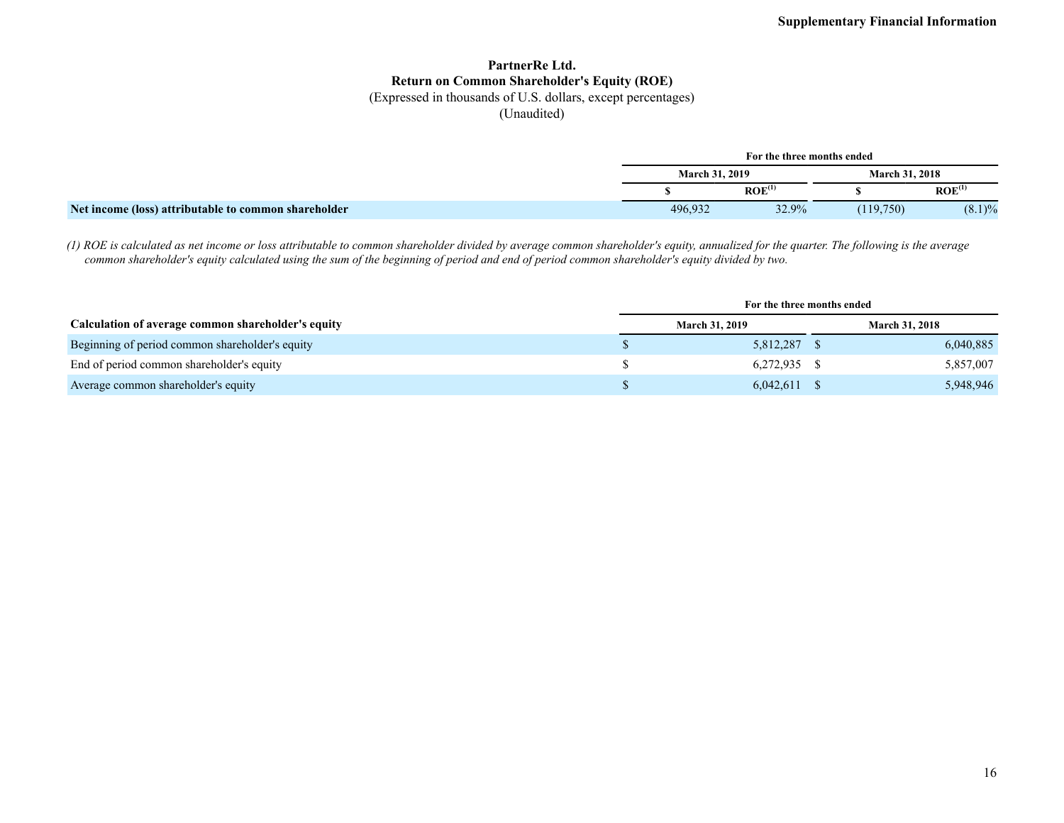**Supplementary Financial Information**

# PartnerRe Ltd.
## Return on Common Shareholder's Equity (ROE)
(Expressed in thousands of U.S. dollars, except percentages)
(Unaudited)

| | For the three months ended | | | |
|---|---|---|---|---|
| | March 31, 2019 | | March 31, 2018 | |
| | $ | ROE[(1)] | $ | ROE[(1)] |
| **Net income (loss) attributable to common shareholder** | 496,932 | 32.9% | (119,750) | (8.1)% |

*(1) ROE is calculated as net income or loss attributable to common shareholder divided by average common shareholder's equity, annualized for the quarter. The following is the average common shareholder's equity calculated using the sum of the beginning of period and end of period common shareholder's equity divided by two.*

| | For the three months ended | |
|---|---|---|
| **Calculation of average common shareholder's equity** | March 31, 2019 | March 31, 2018 |
| Beginning of period common shareholder's equity | $ 5,812,287 | $ 6,040,885 |
| End of period common shareholder's equity | $ 6,272,935 | $ 5,857,007 |
| Average common shareholder's equity | $ 6,042,611 | $ 5,948,946 |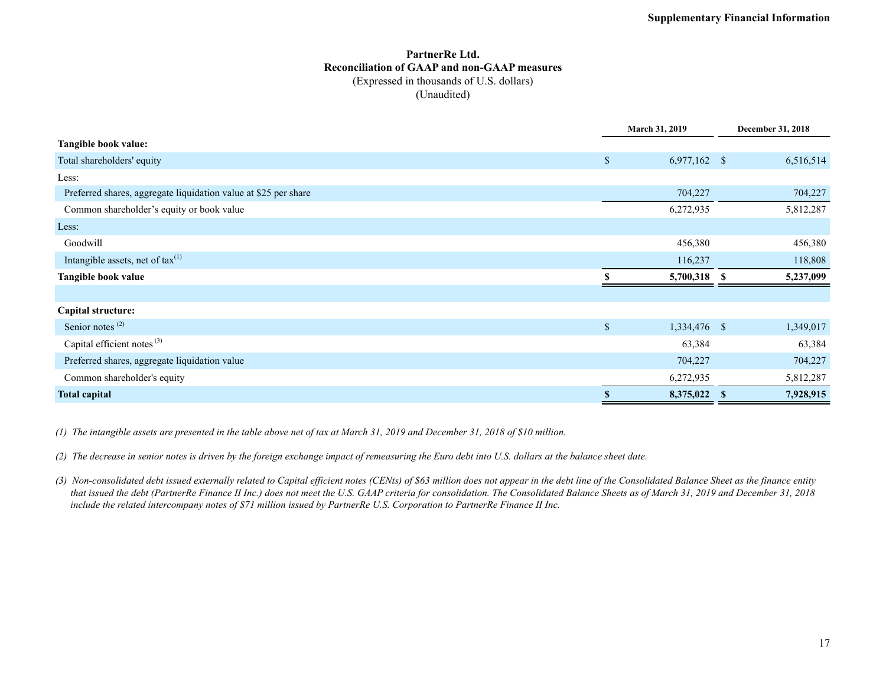## PartnerRe Ltd.
## Reconciliation of GAAP and non-GAAP measures
(Expressed in thousands of U.S. dollars)
(Unaudited)

| | March 31, 2019 | December 31, 2018 |
|---|---|---|
| **Tangible book value:** | | |
| Total shareholders' equity | $ 6,977,162 | $ 6,516,514 |
| Less: | | |
| Preferred shares, aggregate liquidation value at $25 per share | 704,227 | 704,227 |
| Common shareholder's equity or book value | 6,272,935 | 5,812,287 |
| Less: | | |
| Goodwill | 456,380 | 456,380 |
| Intangible assets, net of tax (1) | 116,237 | 118,808 |
| **Tangible book value** | **$ 5,700,318** | **$ 5,237,099** |
| | | |
| **Capital structure:** | | |
| Senior notes (2) | $ 1,334,476 | $ 1,349,017 |
| Capital efficient notes (3) | 63,384 | 63,384 |
| Preferred shares, aggregate liquidation value | 704,227 | 704,227 |
| Common shareholder's equity | 6,272,935 | 5,812,287 |
| **Total capital** | **$ 8,375,022** | **$ 7,928,915** |

*(1) The intangible assets are presented in the table above net of tax at March 31, 2019 and December 31, 2018 of $10 million.*

*(2) The decrease in senior notes is driven by the foreign exchange impact of remeasuring the Euro debt into U.S. dollars at the balance sheet date.*

*(3) Non-consolidated debt issued externally related to Capital efficient notes (CENts) of $63 million does not appear in the debt line of the Consolidated Balance Sheet as the finance entity that issued the debt (PartnerRe Finance II Inc.) does not meet the U.S. GAAP criteria for consolidation. The Consolidated Balance Sheets as of March 31, 2019 and December 31, 2018 include the related intercompany notes of $71 million issued by PartnerRe U.S. Corporation to PartnerRe Finance II Inc.*